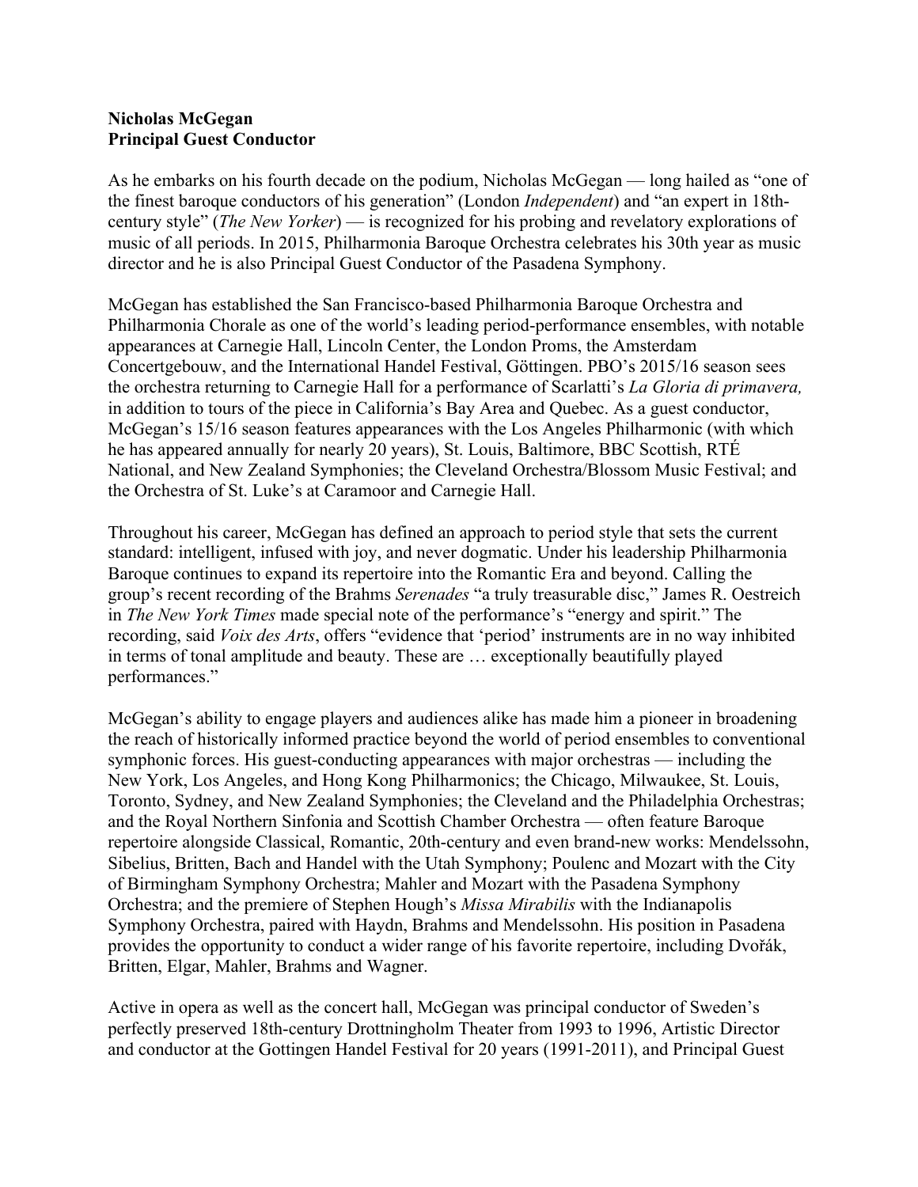**Nicholas McGegan**
**Principal Guest Conductor**

As he embarks on his fourth decade on the podium, Nicholas McGegan — long hailed as "one of the finest baroque conductors of his generation" (London *Independent*) and "an expert in 18th-century style" (*The New Yorker*) — is recognized for his probing and revelatory explorations of music of all periods. In 2015, Philharmonia Baroque Orchestra celebrates his 30th year as music director and he is also Principal Guest Conductor of the Pasadena Symphony.

McGegan has established the San Francisco-based Philharmonia Baroque Orchestra and Philharmonia Chorale as one of the world's leading period-performance ensembles, with notable appearances at Carnegie Hall, Lincoln Center, the London Proms, the Amsterdam Concertgebouw, and the International Handel Festival, Göttingen. PBO's 2015/16 season sees the orchestra returning to Carnegie Hall for a performance of Scarlatti's *La Gloria di primavera,* in addition to tours of the piece in California's Bay Area and Quebec. As a guest conductor, McGegan's 15/16 season features appearances with the Los Angeles Philharmonic (with which he has appeared annually for nearly 20 years), St. Louis, Baltimore, BBC Scottish, RTÉ National, and New Zealand Symphonies; the Cleveland Orchestra/Blossom Music Festival; and the Orchestra of St. Luke's at Caramoor and Carnegie Hall.

Throughout his career, McGegan has defined an approach to period style that sets the current standard: intelligent, infused with joy, and never dogmatic. Under his leadership Philharmonia Baroque continues to expand its repertoire into the Romantic Era and beyond. Calling the group's recent recording of the Brahms *Serenades* "a truly treasurable disc," James R. Oestreich in *The New York Times* made special note of the performance's "energy and spirit." The recording, said *Voix des Arts*, offers "evidence that 'period' instruments are in no way inhibited in terms of tonal amplitude and beauty. These are … exceptionally beautifully played performances."

McGegan's ability to engage players and audiences alike has made him a pioneer in broadening the reach of historically informed practice beyond the world of period ensembles to conventional symphonic forces. His guest-conducting appearances with major orchestras — including the New York, Los Angeles, and Hong Kong Philharmonics; the Chicago, Milwaukee, St. Louis, Toronto, Sydney, and New Zealand Symphonies; the Cleveland and the Philadelphia Orchestras; and the Royal Northern Sinfonia and Scottish Chamber Orchestra — often feature Baroque repertoire alongside Classical, Romantic, 20th-century and even brand-new works: Mendelssohn, Sibelius, Britten, Bach and Handel with the Utah Symphony; Poulenc and Mozart with the City of Birmingham Symphony Orchestra; Mahler and Mozart with the Pasadena Symphony Orchestra; and the premiere of Stephen Hough's *Missa Mirabilis* with the Indianapolis Symphony Orchestra, paired with Haydn, Brahms and Mendelssohn. His position in Pasadena provides the opportunity to conduct a wider range of his favorite repertoire, including Dvořák, Britten, Elgar, Mahler, Brahms and Wagner.

Active in opera as well as the concert hall, McGegan was principal conductor of Sweden's perfectly preserved 18th-century Drottningholm Theater from 1993 to 1996, Artistic Director and conductor at the Gottingen Handel Festival for 20 years (1991-2011), and Principal Guest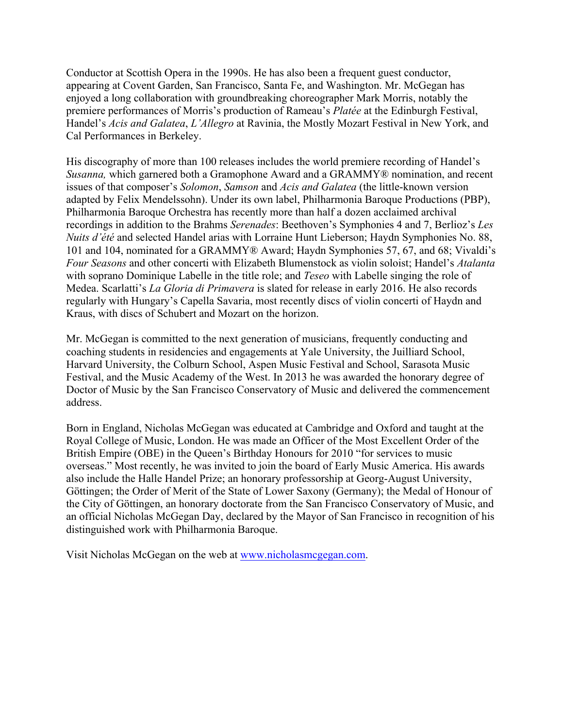Conductor at Scottish Opera in the 1990s. He has also been a frequent guest conductor, appearing at Covent Garden, San Francisco, Santa Fe, and Washington. Mr. McGegan has enjoyed a long collaboration with groundbreaking choreographer Mark Morris, notably the premiere performances of Morris's production of Rameau's *Platée* at the Edinburgh Festival, Handel's *Acis and Galatea*, *L'Allegro* at Ravinia, the Mostly Mozart Festival in New York, and Cal Performances in Berkeley.

His discography of more than 100 releases includes the world premiere recording of Handel's *Susanna,* which garnered both a Gramophone Award and a GRAMMY® nomination, and recent issues of that composer's *Solomon*, *Samson* and *Acis and Galatea* (the little-known version adapted by Felix Mendelssohn). Under its own label, Philharmonia Baroque Productions (PBP), Philharmonia Baroque Orchestra has recently more than half a dozen acclaimed archival recordings in addition to the Brahms *Serenades*: Beethoven's Symphonies 4 and 7, Berlioz's *Les Nuits d'été* and selected Handel arias with Lorraine Hunt Lieberson; Haydn Symphonies No. 88, 101 and 104, nominated for a GRAMMY® Award; Haydn Symphonies 57, 67, and 68; Vivaldi's *Four Seasons* and other concerti with Elizabeth Blumenstock as violin soloist; Handel's *Atalanta* with soprano Dominique Labelle in the title role; and *Teseo* with Labelle singing the role of Medea. Scarlatti's *La Gloria di Primavera* is slated for release in early 2016. He also records regularly with Hungary's Capella Savaria, most recently discs of violin concerti of Haydn and Kraus, with discs of Schubert and Mozart on the horizon.

Mr. McGegan is committed to the next generation of musicians, frequently conducting and coaching students in residencies and engagements at Yale University, the Juilliard School, Harvard University, the Colburn School, Aspen Music Festival and School, Sarasota Music Festival, and the Music Academy of the West. In 2013 he was awarded the honorary degree of Doctor of Music by the San Francisco Conservatory of Music and delivered the commencement address.

Born in England, Nicholas McGegan was educated at Cambridge and Oxford and taught at the Royal College of Music, London. He was made an Officer of the Most Excellent Order of the British Empire (OBE) in the Queen's Birthday Honours for 2010 "for services to music overseas." Most recently, he was invited to join the board of Early Music America. His awards also include the Halle Handel Prize; an honorary professorship at Georg-August University, Göttingen; the Order of Merit of the State of Lower Saxony (Germany); the Medal of Honour of the City of Göttingen, an honorary doctorate from the San Francisco Conservatory of Music, and an official Nicholas McGegan Day, declared by the Mayor of San Francisco in recognition of his distinguished work with Philharmonia Baroque.

Visit Nicholas McGegan on the web at [www.nicholasmcgegan.com](http://www.nicholasmcgegan.com).